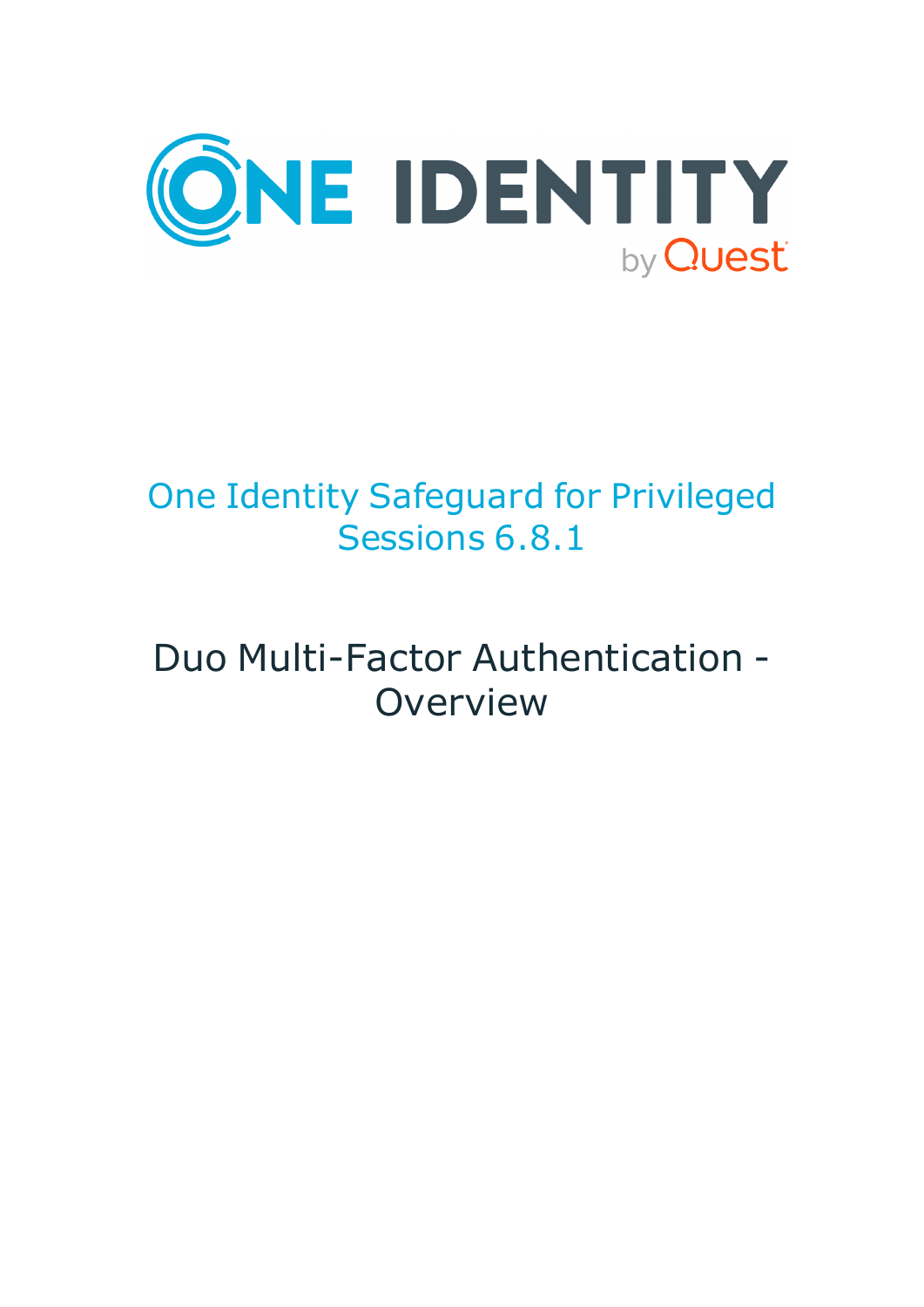# One Identity Safeguard for Privileged Sessions 6.8.1

## Duo Multi-Factor Authentication - Overview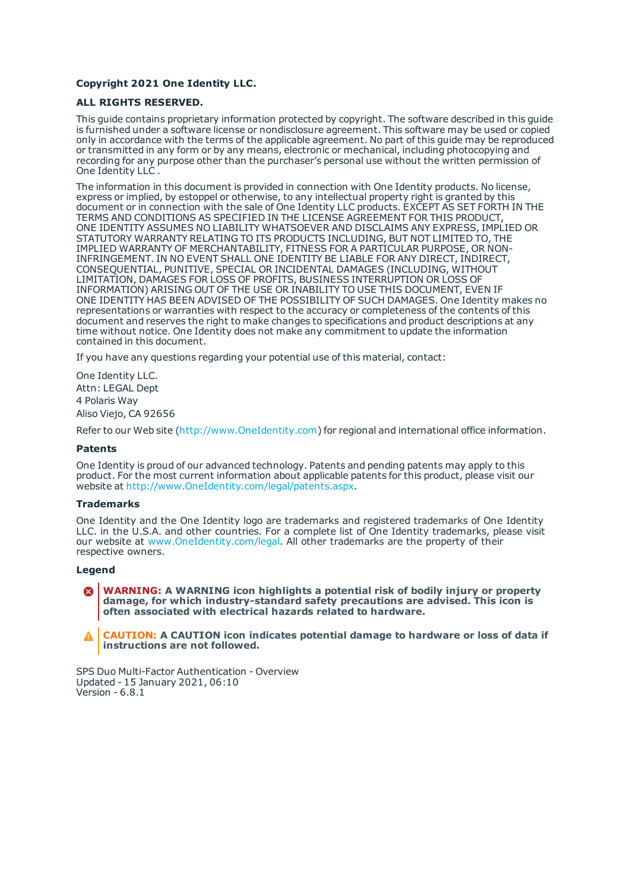**Copyright 2021 One Identity LLC.**

**ALL RIGHTS RESERVED.**

This guide contains proprietary information protected by copyright. The software described in this guide is furnished under a software license or nondisclosure agreement. This software may be used or copied only in accordance with the terms of the applicable agreement. No part of this guide may be reproduced or transmitted in any form or by any means, electronic or mechanical, including photocopying and recording for any purpose other than the purchaser's personal use without the written permission of One Identity LLC .

The information in this document is provided in connection with One Identity products. No license, express or implied, by estoppel or otherwise, to any intellectual property right is granted by this document or in connection with the sale of One Identity LLC products. EXCEPT AS SET FORTH IN THE TERMS AND CONDITIONS AS SPECIFIED IN THE LICENSE AGREEMENT FOR THIS PRODUCT, ONE IDENTITY ASSUMES NO LIABILITY WHATSOEVER AND DISCLAIMS ANY EXPRESS, IMPLIED OR STATUTORY WARRANTY RELATING TO ITS PRODUCTS INCLUDING, BUT NOT LIMITED TO, THE IMPLIED WARRANTY OF MERCHANTABILITY, FITNESS FOR A PARTICULAR PURPOSE, OR NON-INFRINGEMENT. IN NO EVENT SHALL ONE IDENTITY BE LIABLE FOR ANY DIRECT, INDIRECT, CONSEQUENTIAL, PUNITIVE, SPECIAL OR INCIDENTAL DAMAGES (INCLUDING, WITHOUT LIMITATION, DAMAGES FOR LOSS OF PROFITS, BUSINESS INTERRUPTION OR LOSS OF INFORMATION) ARISING OUT OF THE USE OR INABILITY TO USE THIS DOCUMENT, EVEN IF ONE IDENTITY HAS BEEN ADVISED OF THE POSSIBILITY OF SUCH DAMAGES. One Identity makes no representations or warranties with respect to the accuracy or completeness of the contents of this document and reserves the right to make changes to specifications and product descriptions at any time without notice. One Identity does not make any commitment to update the information contained in this document.

If you have any questions regarding your potential use of this material, contact:

One Identity LLC.
Attn: LEGAL Dept
4 Polaris Way
Aliso Viejo, CA 92656

Refer to our Web site (http://www.OneIdentity.com) for regional and international office information.

**Patents**

One Identity is proud of our advanced technology. Patents and pending patents may apply to this product. For the most current information about applicable patents for this product, please visit our website at http://www.OneIdentity.com/legal/patents.aspx.

**Trademarks**

One Identity and the One Identity logo are trademarks and registered trademarks of One Identity LLC. in the U.S.A. and other countries. For a complete list of One Identity trademarks, please visit our website at www.OneIdentity.com/legal. All other trademarks are the property of their respective owners.

**Legend**

**WARNING: A WARNING icon highlights a potential risk of bodily injury or property damage, for which industry-standard safety precautions are advised. This icon is often associated with electrical hazards related to hardware.**

**CAUTION: A CAUTION icon indicates potential damage to hardware or loss of data if instructions are not followed.**

SPS Duo Multi-Factor Authentication - Overview
Updated - 15 January 2021, 06:10
Version - 6.8.1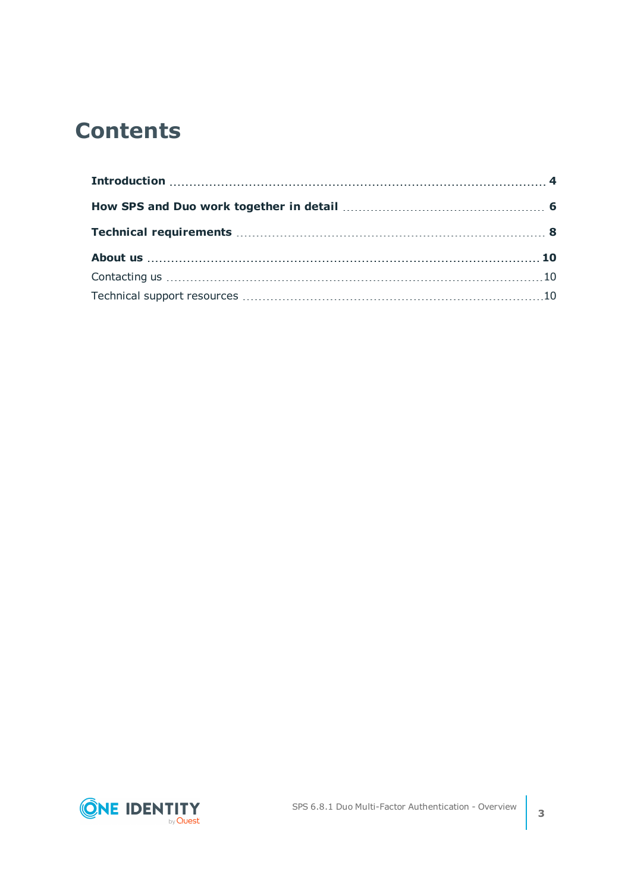# Contents

**Introduction** ... **4**

**How SPS and Duo work together in detail** ... **6**

**Technical requirements** ... **8**

**About us** ... **10**

Contacting us ... 10

Technical support resources ... 10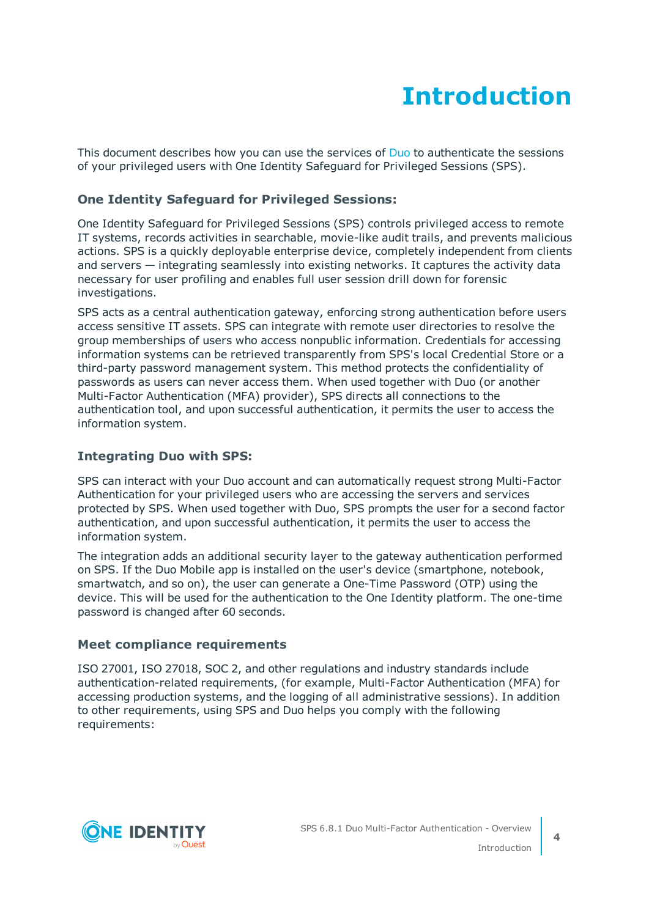# Introduction

This document describes how you can use the services of Duo to authenticate the sessions of your privileged users with One Identity Safeguard for Privileged Sessions (SPS).

### One Identity Safeguard for Privileged Sessions:

One Identity Safeguard for Privileged Sessions (SPS) controls privileged access to remote IT systems, records activities in searchable, movie-like audit trails, and prevents malicious actions. SPS is a quickly deployable enterprise device, completely independent from clients and servers — integrating seamlessly into existing networks. It captures the activity data necessary for user profiling and enables full user session drill down for forensic investigations.

SPS acts as a central authentication gateway, enforcing strong authentication before users access sensitive IT assets. SPS can integrate with remote user directories to resolve the group memberships of users who access nonpublic information. Credentials for accessing information systems can be retrieved transparently from SPS's local Credential Store or a third-party password management system. This method protects the confidentiality of passwords as users can never access them. When used together with Duo (or another Multi-Factor Authentication (MFA) provider), SPS directs all connections to the authentication tool, and upon successful authentication, it permits the user to access the information system.

### Integrating Duo with SPS:

SPS can interact with your Duo account and can automatically request strong Multi-Factor Authentication for your privileged users who are accessing the servers and services protected by SPS. When used together with Duo, SPS prompts the user for a second factor authentication, and upon successful authentication, it permits the user to access the information system.

The integration adds an additional security layer to the gateway authentication performed on SPS. If the Duo Mobile app is installed on the user's device (smartphone, notebook, smartwatch, and so on), the user can generate a One-Time Password (OTP) using the device. This will be used for the authentication to the One Identity platform. The one-time password is changed after 60 seconds.

### Meet compliance requirements

ISO 27001, ISO 27018, SOC 2, and other regulations and industry standards include authentication-related requirements, (for example, Multi-Factor Authentication (MFA) for accessing production systems, and the logging of all administrative sessions). In addition to other requirements, using SPS and Duo helps you comply with the following requirements: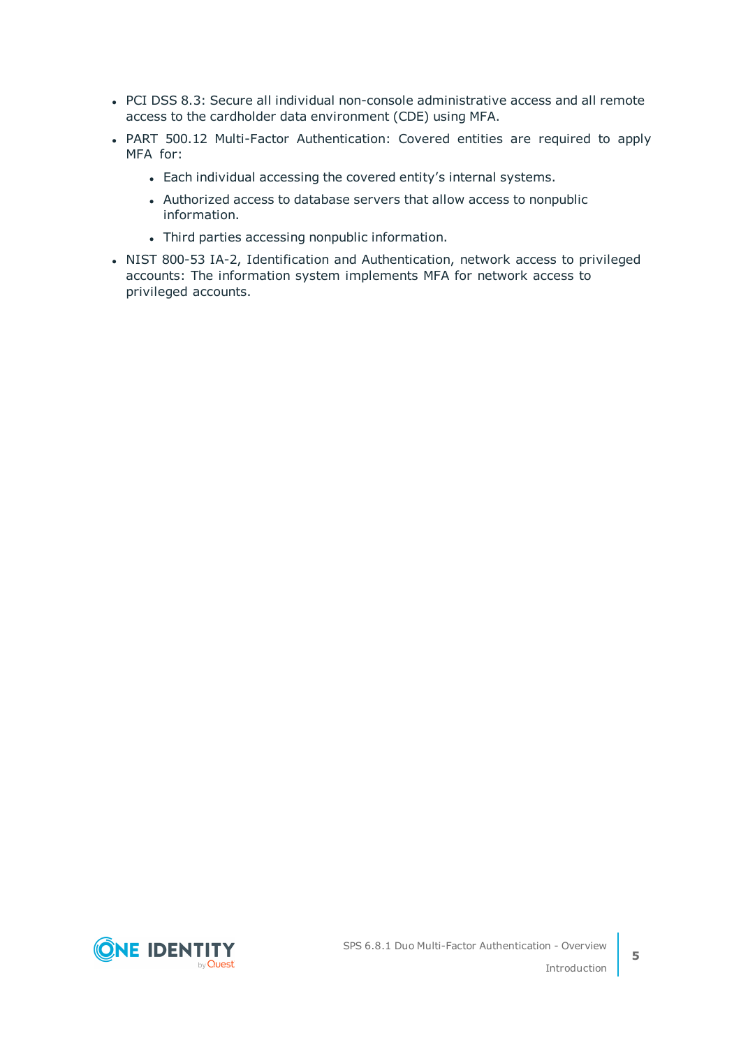- PCI DSS 8.3: Secure all individual non-console administrative access and all remote access to the cardholder data environment (CDE) using MFA.
- PART 500.12 Multi-Factor Authentication: Covered entities are required to apply MFA for:
  - Each individual accessing the covered entity's internal systems.
  - Authorized access to database servers that allow access to nonpublic information.
  - Third parties accessing nonpublic information.
- NIST 800-53 IA-2, Identification and Authentication, network access to privileged accounts: The information system implements MFA for network access to privileged accounts.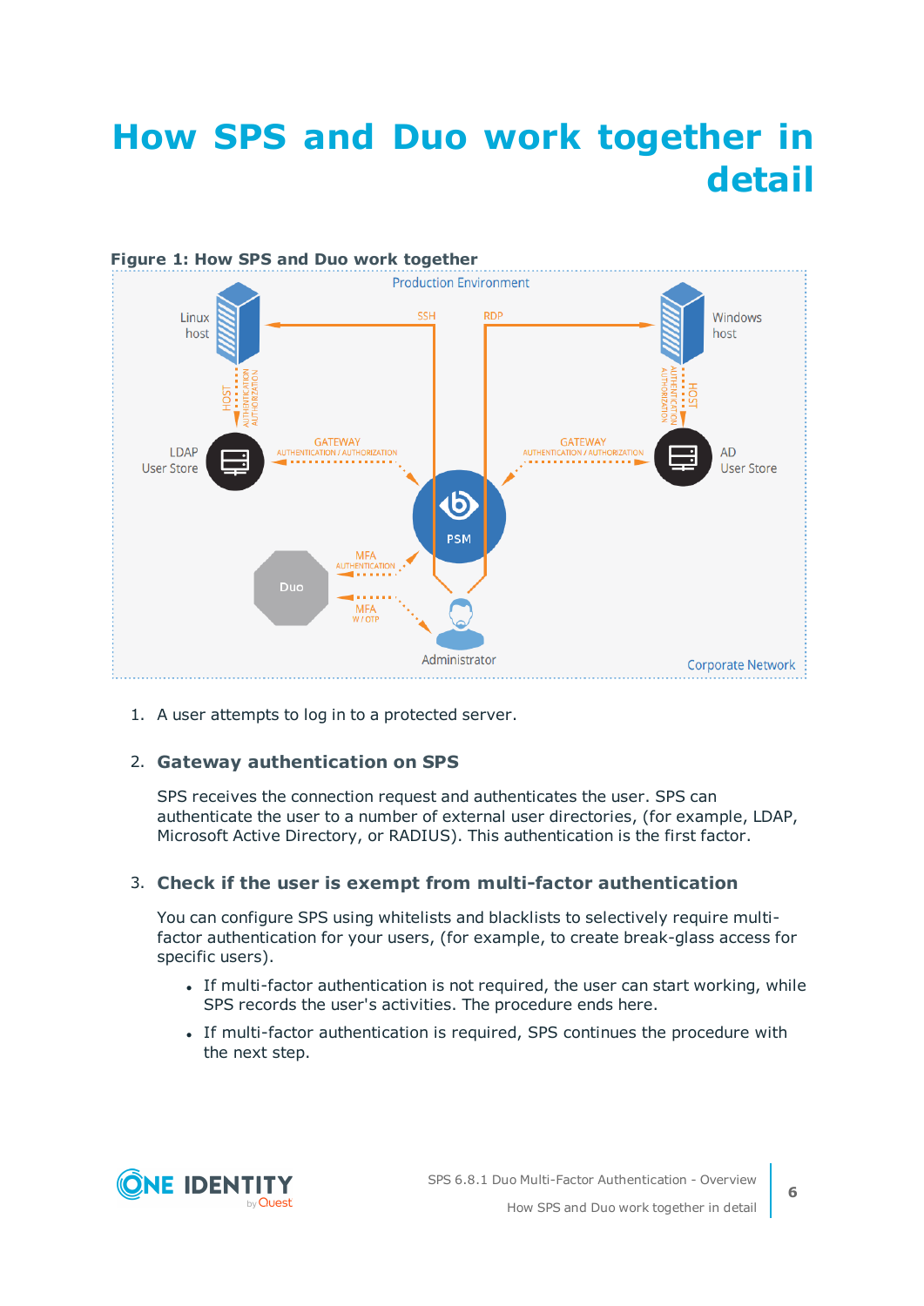# How SPS and Duo work together in detail

**Figure 1: How SPS and Duo work together**

1. A user attempts to log in to a protected server.

2. **Gateway authentication on SPS**

   SPS receives the connection request and authenticates the user. SPS can authenticate the user to a number of external user directories, (for example, LDAP, Microsoft Active Directory, or RADIUS). This authentication is the first factor.

3. **Check if the user is exempt from multi-factor authentication**

   You can configure SPS using whitelists and blacklists to selectively require multi-factor authentication for your users, (for example, to create break-glass access for specific users).

   - If multi-factor authentication is not required, the user can start working, while SPS records the user's activities. The procedure ends here.
   - If multi-factor authentication is required, SPS continues the procedure with the next step.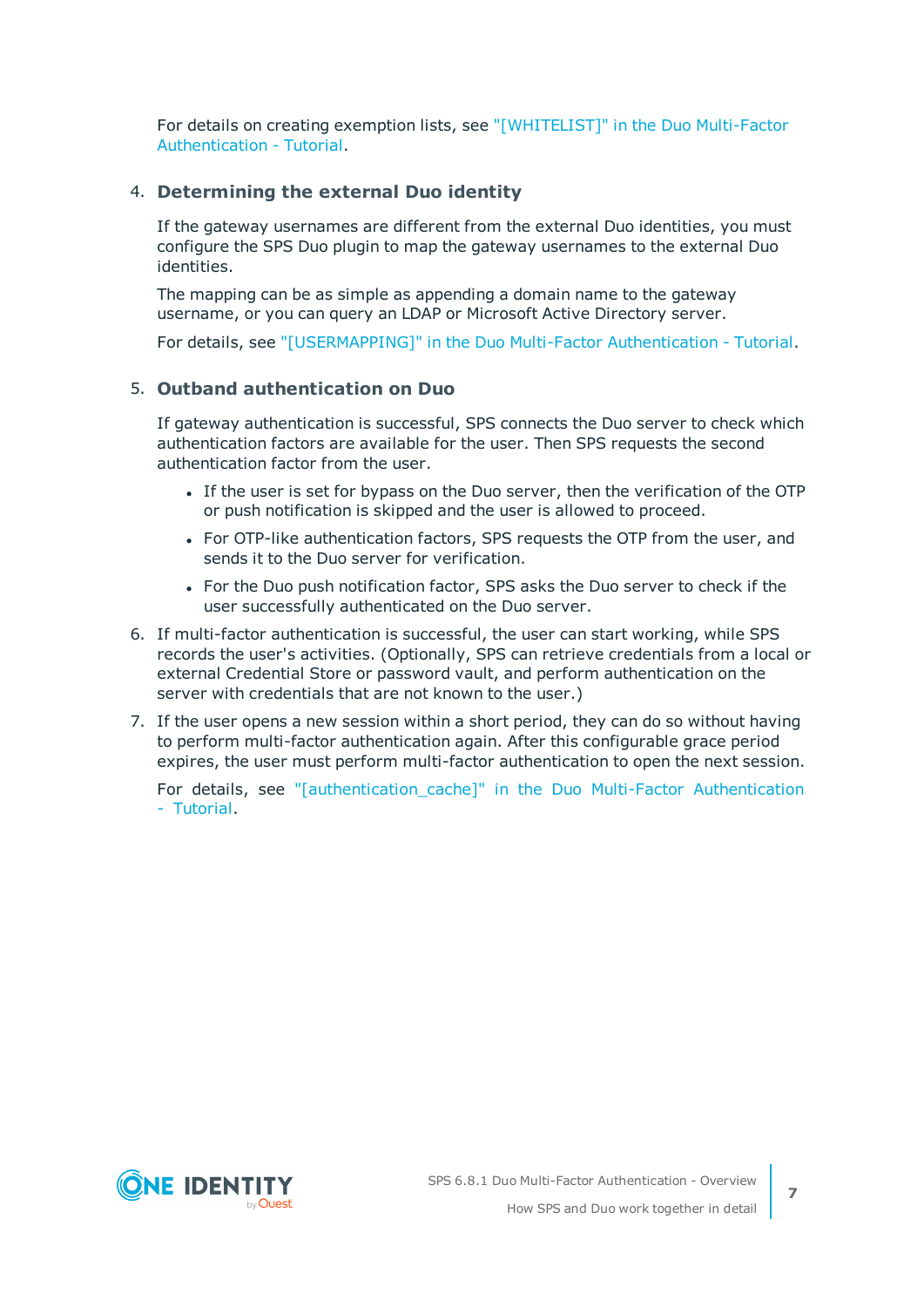For details on creating exemption lists, see "[WHITELIST]" in the Duo Multi-Factor Authentication - Tutorial.

4. **Determining the external Duo identity**

   If the gateway usernames are different from the external Duo identities, you must configure the SPS Duo plugin to map the gateway usernames to the external Duo identities.

   The mapping can be as simple as appending a domain name to the gateway username, or you can query an LDAP or Microsoft Active Directory server.

   For details, see "[USERMAPPING]" in the Duo Multi-Factor Authentication - Tutorial.

5. **Outband authentication on Duo**

   If gateway authentication is successful, SPS connects the Duo server to check which authentication factors are available for the user. Then SPS requests the second authentication factor from the user.

   - If the user is set for bypass on the Duo server, then the verification of the OTP or push notification is skipped and the user is allowed to proceed.
   - For OTP-like authentication factors, SPS requests the OTP from the user, and sends it to the Duo server for verification.
   - For the Duo push notification factor, SPS asks the Duo server to check if the user successfully authenticated on the Duo server.

6. If multi-factor authentication is successful, the user can start working, while SPS records the user's activities. (Optionally, SPS can retrieve credentials from a local or external Credential Store or password vault, and perform authentication on the server with credentials that are not known to the user.)

7. If the user opens a new session within a short period, they can do so without having to perform multi-factor authentication again. After this configurable grace period expires, the user must perform multi-factor authentication to open the next session.

   For details, see "[authentication_cache]" in the Duo Multi-Factor Authentication - Tutorial.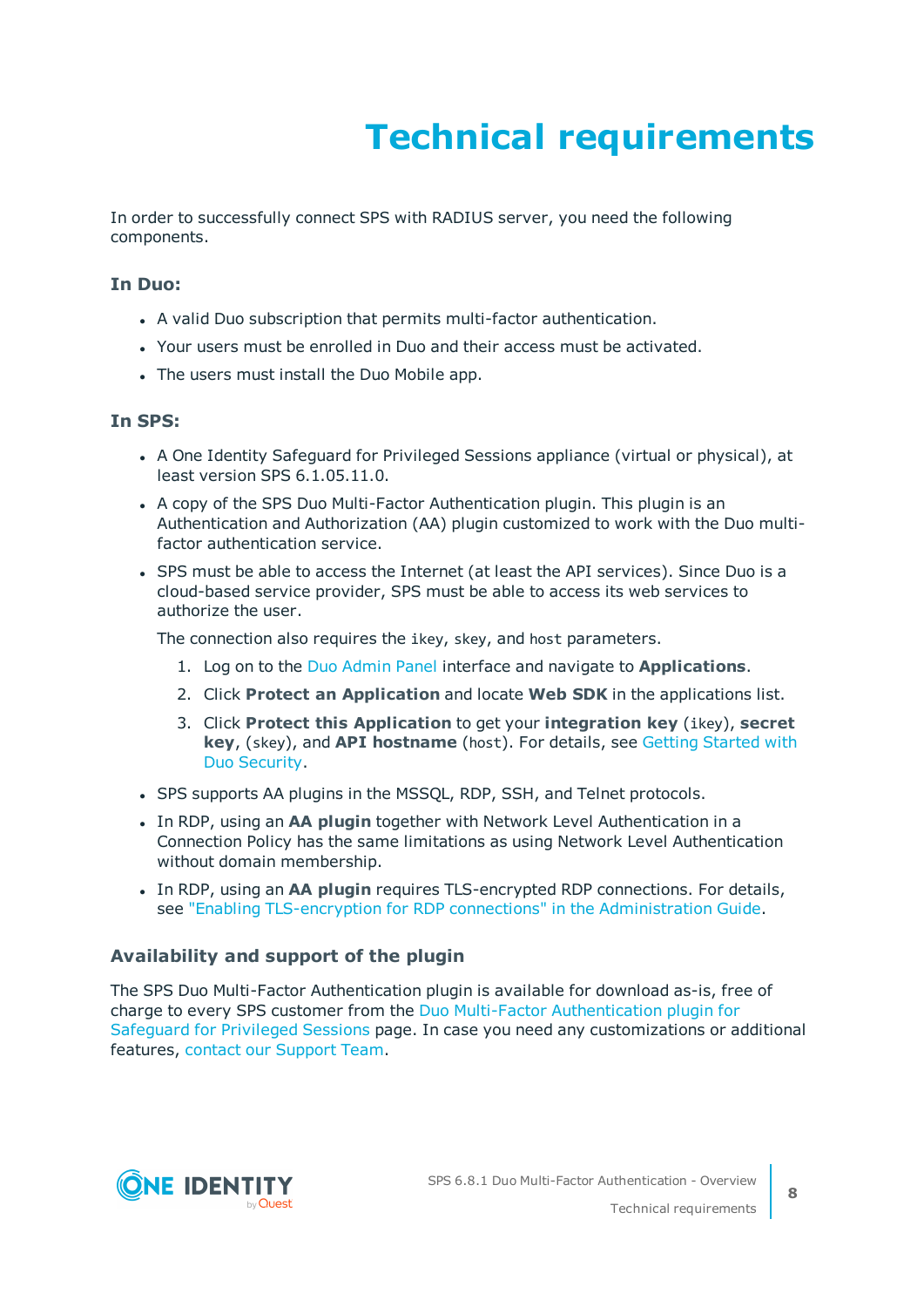# Technical requirements

In order to successfully connect SPS with RADIUS server, you need the following components.

### In Duo:

- A valid Duo subscription that permits multi-factor authentication.
- Your users must be enrolled in Duo and their access must be activated.
- The users must install the Duo Mobile app.

### In SPS:

- A One Identity Safeguard for Privileged Sessions appliance (virtual or physical), at least version SPS 6.1.05.11.0.
- A copy of the SPS Duo Multi-Factor Authentication plugin. This plugin is an Authentication and Authorization (AA) plugin customized to work with the Duo multi-factor authentication service.
- SPS must be able to access the Internet (at least the API services). Since Duo is a cloud-based service provider, SPS must be able to access its web services to authorize the user.

  The connection also requires the `ikey`, `skey`, and `host` parameters.

  1. Log on to the Duo Admin Panel interface and navigate to **Applications**.
  2. Click **Protect an Application** and locate **Web SDK** in the applications list.
  3. Click **Protect this Application** to get your **integration key** (`ikey`), **secret key**, (`skey`), and **API hostname** (`host`). For details, see Getting Started with Duo Security.

- SPS supports AA plugins in the MSSQL, RDP, SSH, and Telnet protocols.
- In RDP, using an **AA plugin** together with Network Level Authentication in a Connection Policy has the same limitations as using Network Level Authentication without domain membership.
- In RDP, using an **AA plugin** requires TLS-encrypted RDP connections. For details, see "Enabling TLS-encryption for RDP connections" in the Administration Guide.

### Availability and support of the plugin

The SPS Duo Multi-Factor Authentication plugin is available for download as-is, free of charge to every SPS customer from the Duo Multi-Factor Authentication plugin for Safeguard for Privileged Sessions page. In case you need any customizations or additional features, contact our Support Team.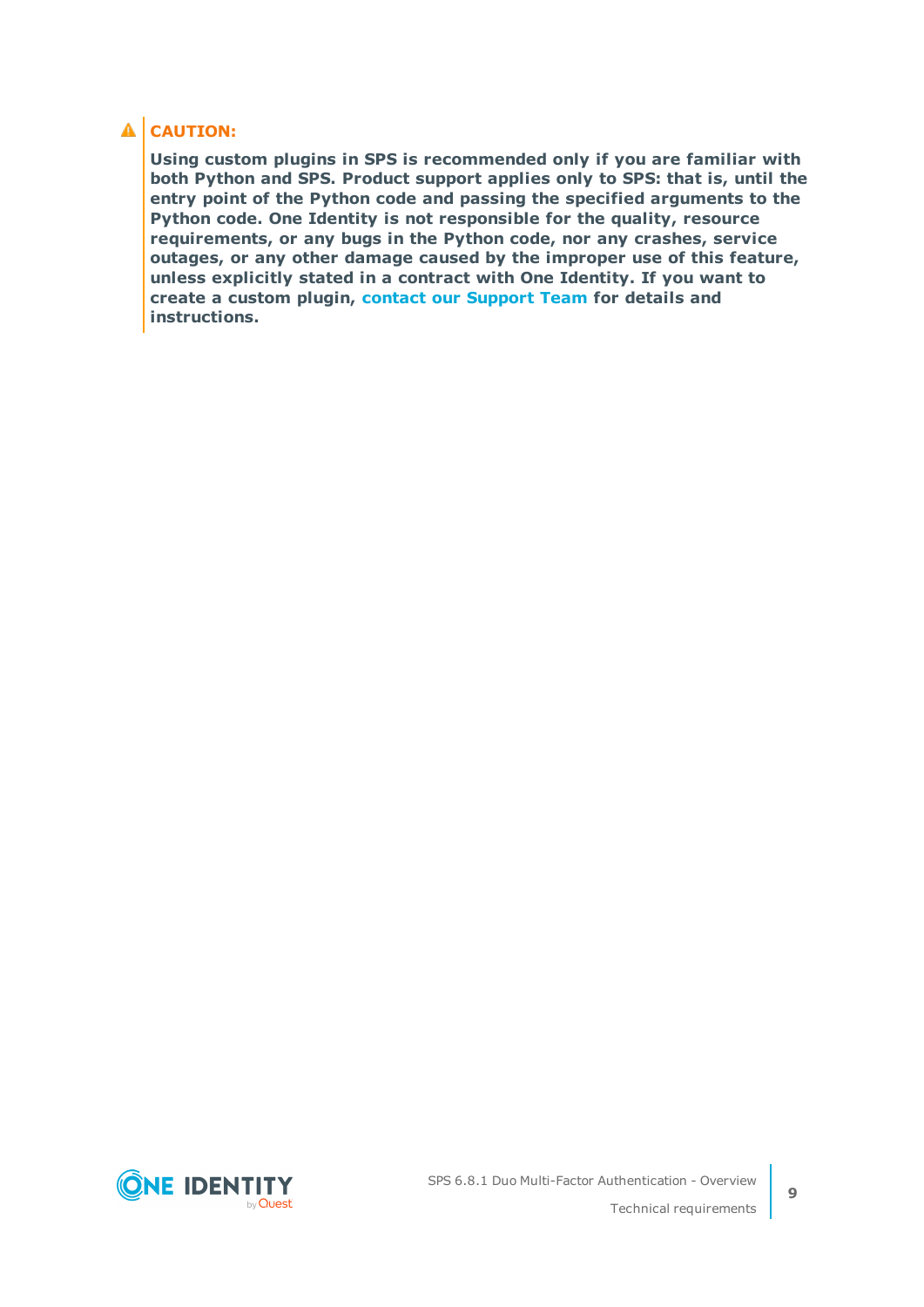**CAUTION:**

**Using custom plugins in SPS is recommended only if you are familiar with both Python and SPS. Product support applies only to SPS: that is, until the entry point of the Python code and passing the specified arguments to the Python code. One Identity is not responsible for the quality, resource requirements, or any bugs in the Python code, nor any crashes, service outages, or any other damage caused by the improper use of this feature, unless explicitly stated in a contract with One Identity. If you want to create a custom plugin, contact our Support Team for details and instructions.**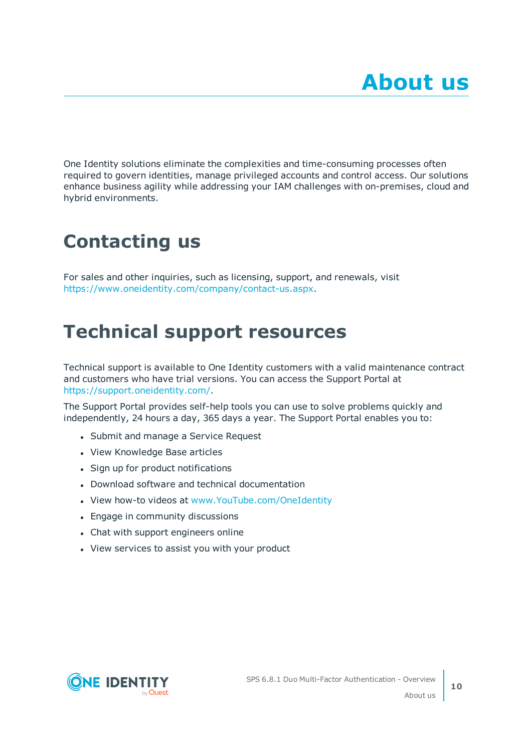# About us

One Identity solutions eliminate the complexities and time-consuming processes often required to govern identities, manage privileged accounts and control access. Our solutions enhance business agility while addressing your IAM challenges with on-premises, cloud and hybrid environments.

## Contacting us

For sales and other inquiries, such as licensing, support, and renewals, visit https://www.oneidentity.com/company/contact-us.aspx.

## Technical support resources

Technical support is available to One Identity customers with a valid maintenance contract and customers who have trial versions. You can access the Support Portal at https://support.oneidentity.com/.

The Support Portal provides self-help tools you can use to solve problems quickly and independently, 24 hours a day, 365 days a year. The Support Portal enables you to:

- Submit and manage a Service Request
- View Knowledge Base articles
- Sign up for product notifications
- Download software and technical documentation
- View how-to videos at www.YouTube.com/OneIdentity
- Engage in community discussions
- Chat with support engineers online
- View services to assist you with your product